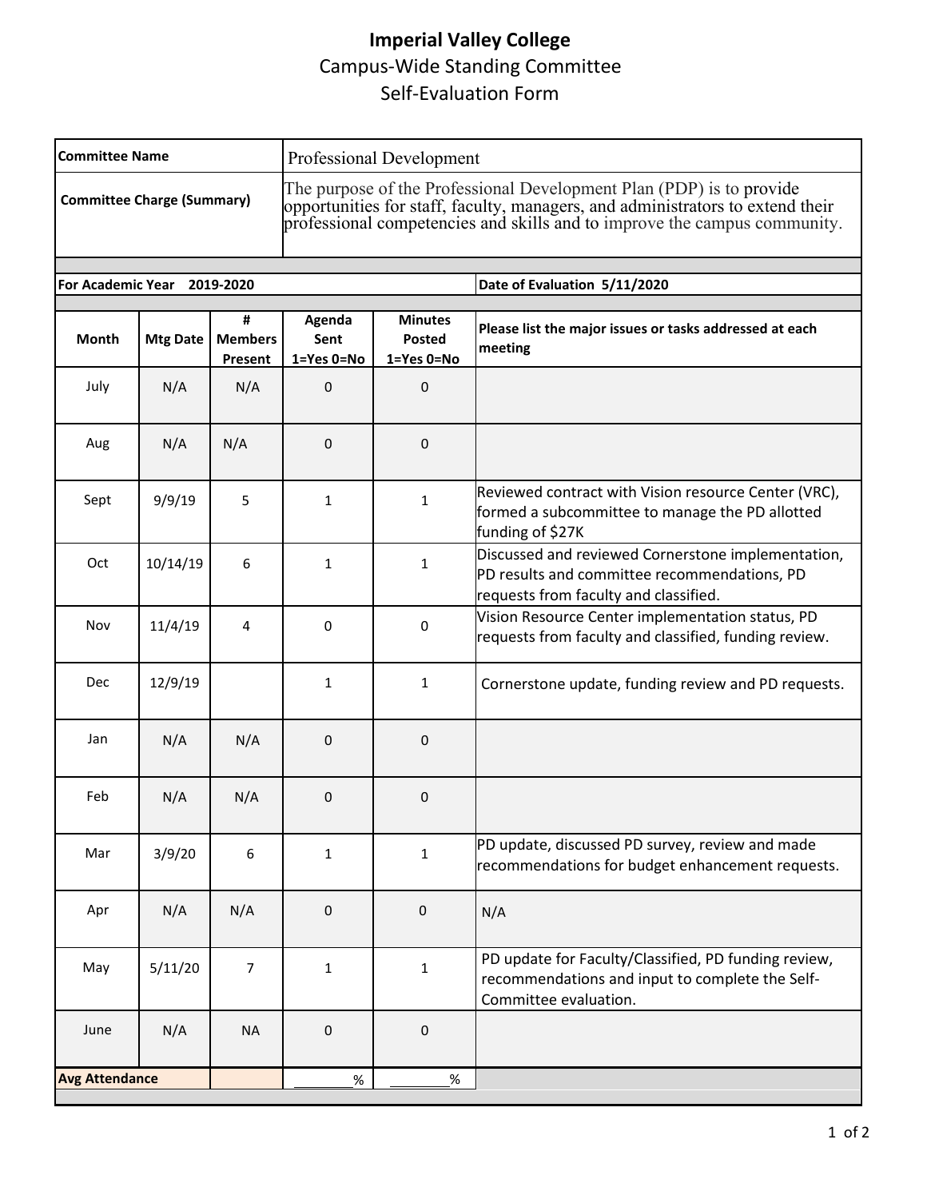# Imperial Valley College

## Campus-Wide Standing Committee

## Self-Evaluation Form

| | |
|---|---|
| **Committee Name** | Professional Development |
| **Committee Charge (Summary)** | The purpose of the Professional Development Plan (PDP) is to provide opportunities for staff, faculty, managers, and administrators to extend their professional competencies and skills and to improve the campus community. |

**For Academic Year** 2019-2020 | **Date of Evaluation** 5/11/2020

| Month | Mtg Date | # Members Present | Agenda Sent 1=Yes 0=No | Minutes Posted 1=Yes 0=No | Please list the major issues or tasks addressed at each meeting |
|---|---|---|---|---|---|
| July | N/A | N/A | 0 | 0 | |
| Aug | N/A | N/A | 0 | 0 | |
| Sept | 9/9/19 | 5 | 1 | 1 | Reviewed contract with Vision resource Center (VRC), formed a subcommittee to manage the PD allotted funding of $27K |
| Oct | 10/14/19 | 6 | 1 | 1 | Discussed and reviewed Cornerstone implementation, PD results and committee recommendations, PD requests from faculty and classified. |
| Nov | 11/4/19 | 4 | 0 | 0 | Vision Resource Center implementation status, PD requests from faculty and classified, funding review. |
| Dec | 12/9/19 | | 1 | 1 | Cornerstone update, funding review and PD requests. |
| Jan | N/A | N/A | 0 | 0 | |
| Feb | N/A | N/A | 0 | 0 | |
| Mar | 3/9/20 | 6 | 1 | 1 | PD update, discussed PD survey, review and made recommendations for budget enhancement requests. |
| Apr | N/A | N/A | 0 | 0 | N/A |
| May | 5/11/20 | 7 | 1 | 1 | PD update for Faculty/Classified, PD funding review, recommendations and input to complete the Self-Committee evaluation. |
| June | N/A | NA | 0 | 0 | |
| **Avg Attendance** | | | _______% | _______% | |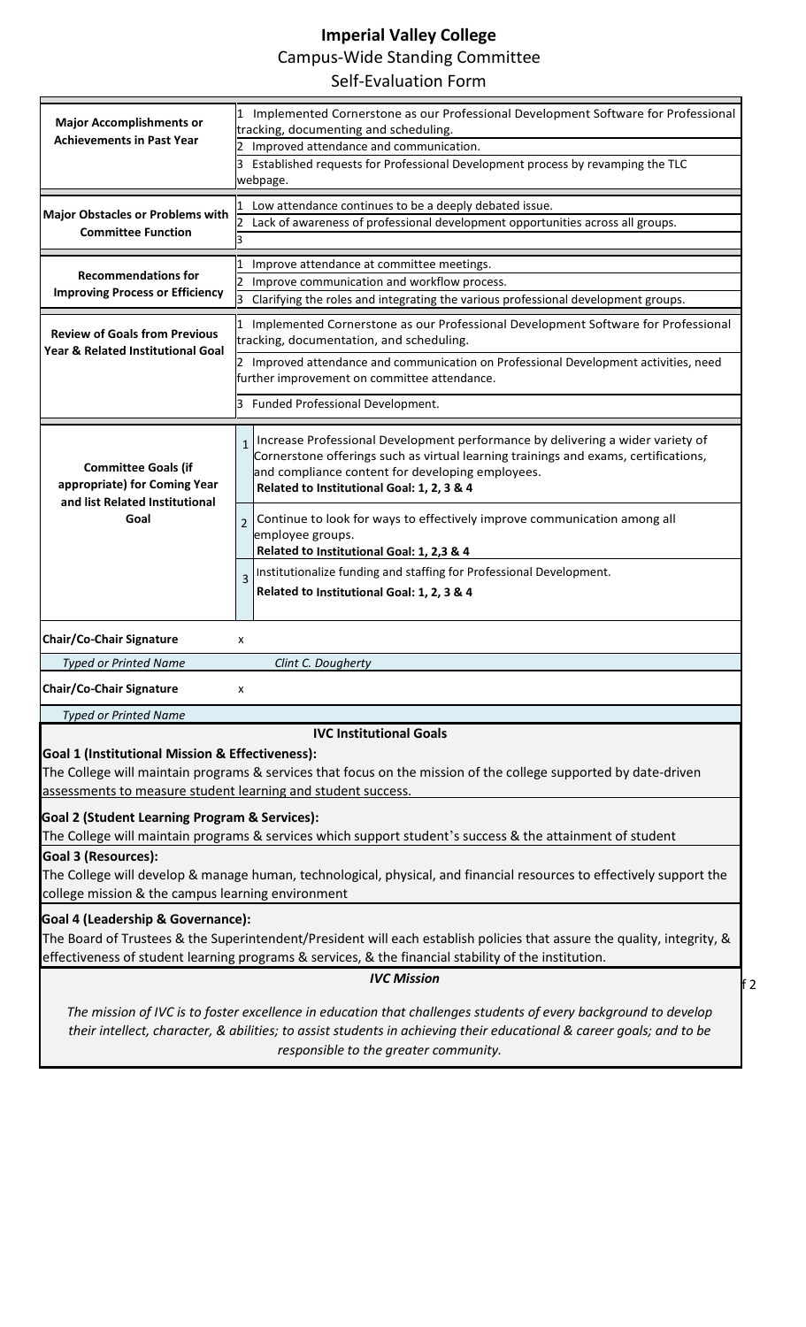# Imperial Valley College

## Campus-Wide Standing Committee

## Self-Evaluation Form

| | |
|---|---|
| **Major Accomplishments or Achievements in Past Year** | 1 Implemented Cornerstone as our Professional Development Software for Professional tracking, documenting and scheduling.<br>2 Improved attendance and communication.<br>3 Established requests for Professional Development process by revamping the TLC webpage. |
| **Major Obstacles or Problems with Committee Function** | 1 Low attendance continues to be a deeply debated issue.<br>2 Lack of awareness of professional development opportunities across all groups.<br>3 |
| **Recommendations for Improving Process or Efficiency** | 1 Improve attendance at committee meetings.<br>2 Improve communication and workflow process.<br>3 Clarifying the roles and integrating the various professional development groups. |
| **Review of Goals from Previous Year & Related Institutional Goal** | 1 Implemented Cornerstone as our Professional Development Software for Professional tracking, documentation, and scheduling.<br>2 Improved attendance and communication on Professional Development activities, need further improvement on committee attendance.<br>3 Funded Professional Development. |
| **Committee Goals (if appropriate) for Coming Year and list Related Institutional Goal** | 1 Increase Professional Development performance by delivering a wider variety of Cornerstone offerings such as virtual learning trainings and exams, certifications, and compliance content for developing employees. **Related to Institutional Goal: 1, 2, 3 & 4**<br>2 Continue to look for ways to effectively improve communication among all employee groups. **Related to Institutional Goal: 1, 2,3 & 4**<br>3 Institutionalize funding and staffing for Professional Development. **Related to Institutional Goal: 1, 2, 3 & 4** |
| **Chair/Co-Chair Signature** | x |
| *Typed or Printed Name* | *Clint C. Dougherty* |
| **Chair/Co-Chair Signature** | x |
| *Typed or Printed Name* | |

### IVC Institutional Goals

**Goal 1 (Institutional Mission & Effectiveness):**
The College will maintain programs & services that focus on the mission of the college supported by date-driven assessments to measure student learning and student success.

**Goal 2 (Student Learning Program & Services):**
The College will maintain programs & services which support student's success & the attainment of student

**Goal 3 (Resources):**
The College will develop & manage human, technological, physical, and financial resources to effectively support the college mission & the campus learning environment

**Goal 4 (Leadership & Governance):**
The Board of Trustees & the Superintendent/President will each establish policies that assure the quality, integrity, & effectiveness of student learning programs & services, & the financial stability of the institution.

### *IVC Mission*

*The mission of IVC is to foster excellence in education that challenges students of every background to develop their intellect, character, & abilities; to assist students in achieving their educational & career goals; and to be responsible to the greater community.*